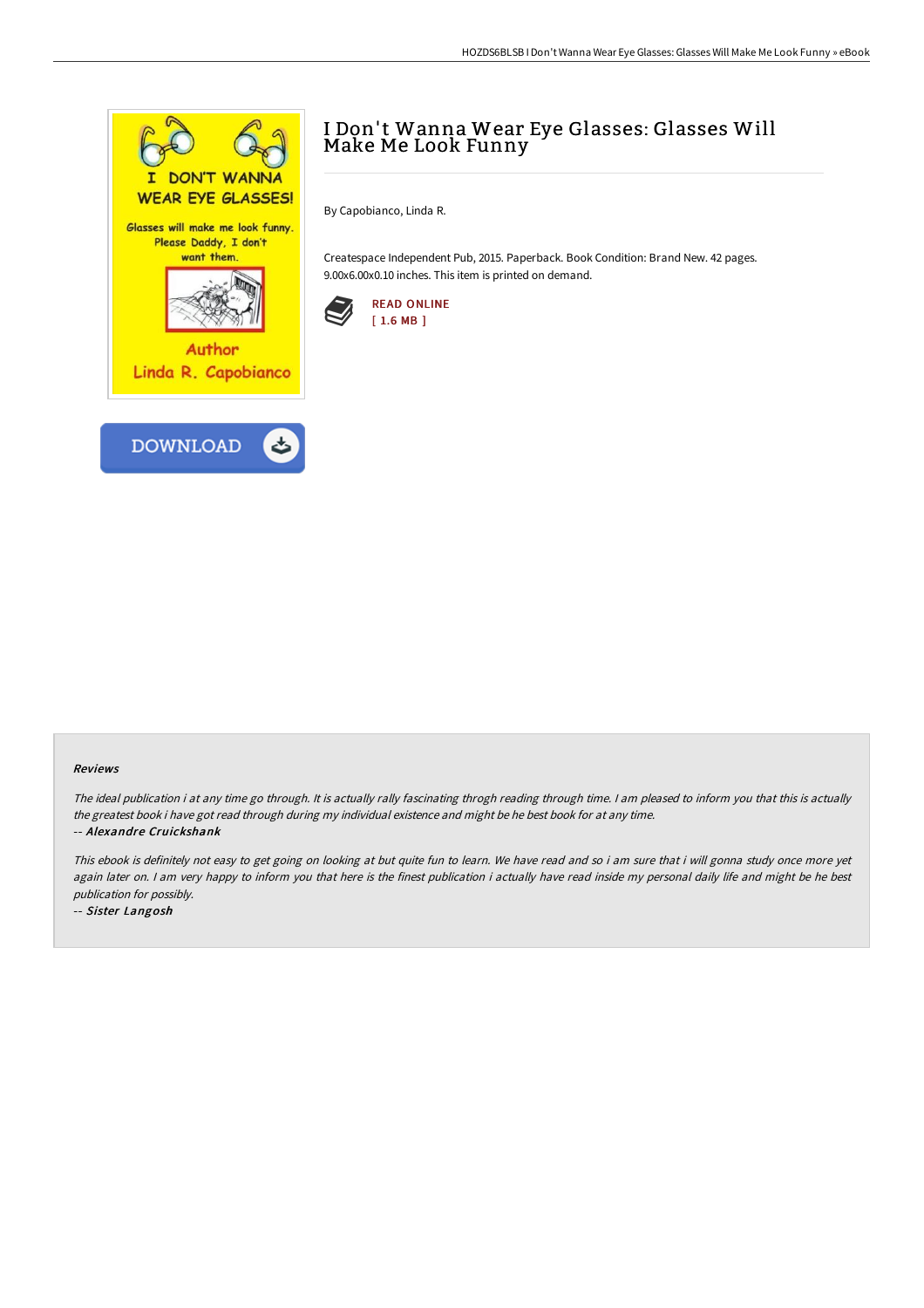# I Don't Wanna Wear Eye Glasses: Glasses Will Make Me Look Funny

By Capobianco, Linda R.

Createspace Independent Pub, 2015. Paperback. Book Condition: Brand New. 42 pages. 9.00x6.00x0.10 inches. This item is printed on demand.

READ ONLINE
[ 1.6 MB ]

DOWNLOAD

### Reviews

*The ideal publication i at any time go through. It is actually rally fascinating throgh reading through time. I am pleased to inform you that this is actually the greatest book i have got read through during my individual existence and might be he best book for at any time.*

-- ***Alexandre Cruickshank***

*This ebook is definitely not easy to get going on looking at but quite fun to learn. We have read and so i am sure that i will gonna study once more yet again later on. I am very happy to inform you that here is the finest publication i actually have read inside my personal daily life and might be he best publication for possibly.*

-- ***Sister Langosh***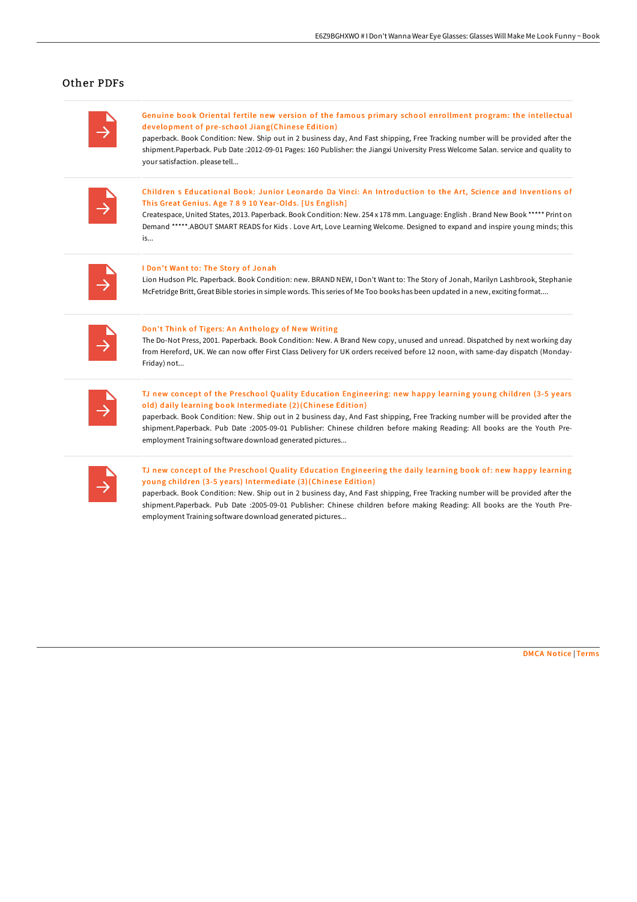## Other PDFs

### Genuine book Oriental fertile new version of the famous primary school enrollment program: the intellectual development of pre-school Jiang(Chinese Edition)

paperback. Book Condition: New. Ship out in 2 business day, And Fast shipping, Free Tracking number will be provided after the shipment.Paperback. Pub Date :2012-09-01 Pages: 160 Publisher: the Jiangxi University Press Welcome Salan. service and quality to your satisfaction. please tell...

### Children s Educational Book: Junior Leonardo Da Vinci: An Introduction to the Art, Science and Inventions of This Great Genius. Age 7 8 9 10 Year-Olds. [Us English]

Createspace, United States, 2013. Paperback. Book Condition: New. 254 x 178 mm. Language: English . Brand New Book ***** Print on Demand *****.ABOUT SMART READS for Kids . Love Art, Love Learning Welcome. Designed to expand and inspire young minds; this is...

### I Don't Want to: The Story of Jonah

Lion Hudson Plc. Paperback. Book Condition: new. BRAND NEW, I Don't Want to: The Story of Jonah, Marilyn Lashbrook, Stephanie McFetridge Britt, Great Bible stories in simple words. This series of Me Too books has been updated in a new, exciting format....

### Don't Think of Tigers: An Anthology of New Writing

The Do-Not Press, 2001. Paperback. Book Condition: New. A Brand New copy, unused and unread. Dispatched by next working day from Hereford, UK. We can now offer First Class Delivery for UK orders received before 12 noon, with same-day dispatch (Monday-Friday) not...

### TJ new concept of the Preschool Quality Education Engineering: new happy learning young children (3-5 years old) daily learning book Intermediate (2)(Chinese Edition)

paperback. Book Condition: New. Ship out in 2 business day, And Fast shipping, Free Tracking number will be provided after the shipment.Paperback. Pub Date :2005-09-01 Publisher: Chinese children before making Reading: All books are the Youth Pre-employment Training software download generated pictures...

### TJ new concept of the Preschool Quality Education Engineering the daily learning book of: new happy learning young children (3-5 years) Intermediate (3)(Chinese Edition)

paperback. Book Condition: New. Ship out in 2 business day, And Fast shipping, Free Tracking number will be provided after the shipment.Paperback. Pub Date :2005-09-01 Publisher: Chinese children before making Reading: All books are the Youth Pre-employment Training software download generated pictures...

DMCA Notice | Terms